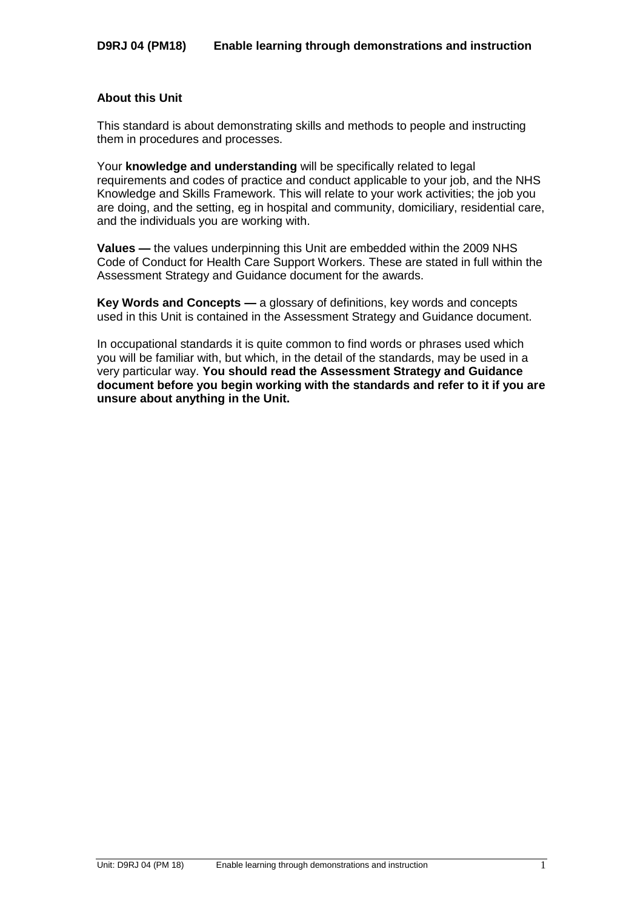# D9RJ 04 (PM18) Enable learning through demonstrations and instruction

## About this Unit

This standard is about demonstrating skills and methods to people and instructing them in procedures and processes.

Your **knowledge and understanding** will be specifically related to legal requirements and codes of practice and conduct applicable to your job, and the NHS Knowledge and Skills Framework. This will relate to your work activities; the job you are doing, and the setting, eg in hospital and community, domiciliary, residential care, and the individuals you are working with.

**Values —** the values underpinning this Unit are embedded within the 2009 NHS Code of Conduct for Health Care Support Workers. These are stated in full within the Assessment Strategy and Guidance document for the awards.

**Key Words and Concepts —** a glossary of definitions, key words and concepts used in this Unit is contained in the Assessment Strategy and Guidance document.

In occupational standards it is quite common to find words or phrases used which you will be familiar with, but which, in the detail of the standards, may be used in a very particular way. **You should read the Assessment Strategy and Guidance document before you begin working with the standards and refer to it if you are unsure about anything in the Unit.**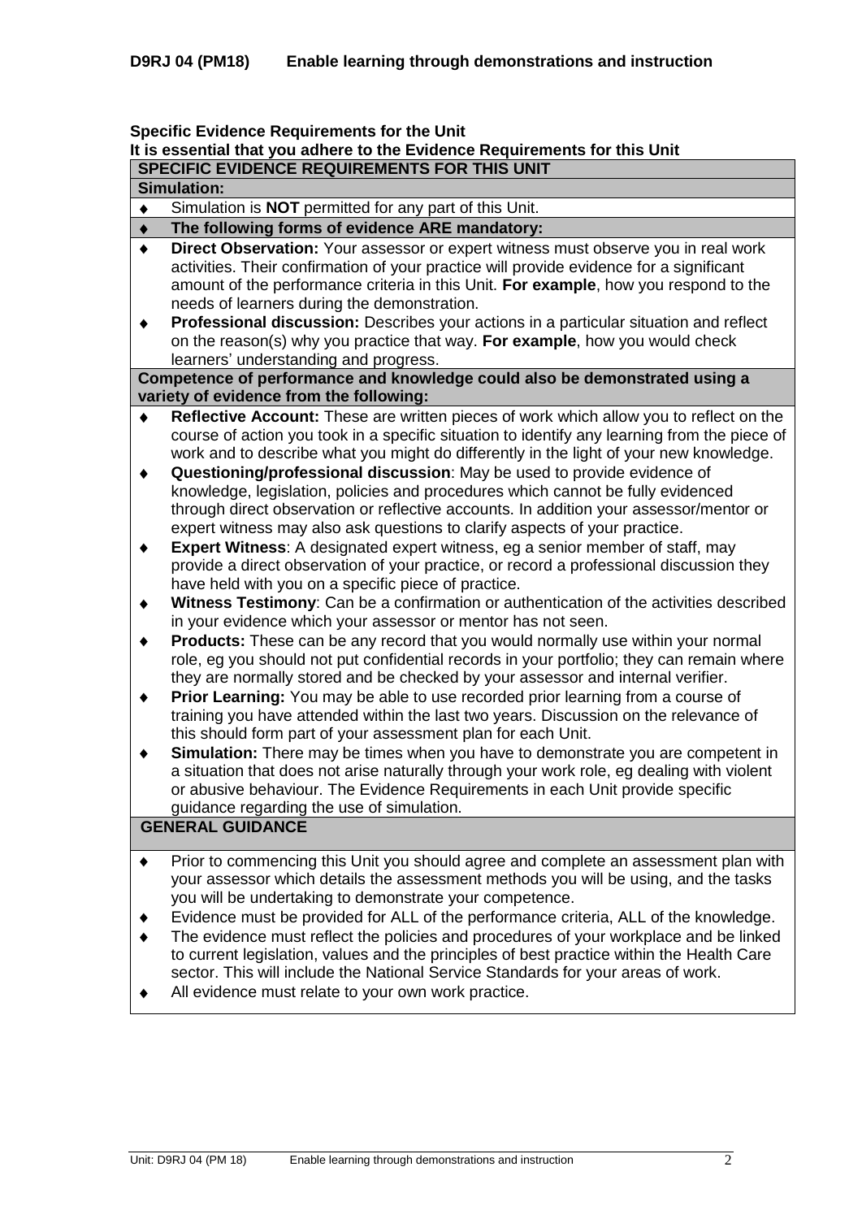**D9RJ 04 (PM18) Enable learning through demonstrations and instruction**

**Specific Evidence Requirements for the Unit**
**It is essential that you adhere to the Evidence Requirements for this Unit**

| **SPECIFIC EVIDENCE REQUIREMENTS FOR THIS UNIT** |
|---|
| **Simulation:** |
| ♦ Simulation is **NOT** permitted for any part of this Unit. |
| ♦ **The following forms of evidence ARE mandatory:** |
| ♦ **Direct Observation:** Your assessor or expert witness must observe you in real work activities. Their confirmation of your practice will provide evidence for a significant amount of the performance criteria in this Unit. **For example**, how you respond to the needs of learners during the demonstration.<br>♦ **Professional discussion:** Describes your actions in a particular situation and reflect on the reason(s) why you practice that way. **For example**, how you would check learners' understanding and progress. |
| **Competence of performance and knowledge could also be demonstrated using a variety of evidence from the following:** |
| ♦ **Reflective Account:** These are written pieces of work which allow you to reflect on the course of action you took in a specific situation to identify any learning from the piece of work and to describe what you might do differently in the light of your new knowledge.<br>♦ **Questioning/professional discussion**: May be used to provide evidence of knowledge, legislation, policies and procedures which cannot be fully evidenced through direct observation or reflective accounts. In addition your assessor/mentor or expert witness may also ask questions to clarify aspects of your practice.<br>♦ **Expert Witness**: A designated expert witness, eg a senior member of staff, may provide a direct observation of your practice, or record a professional discussion they have held with you on a specific piece of practice.<br>♦ **Witness Testimony**: Can be a confirmation or authentication of the activities described in your evidence which your assessor or mentor has not seen.<br>♦ **Products:** These can be any record that you would normally use within your normal role, eg you should not put confidential records in your portfolio; they can remain where they are normally stored and be checked by your assessor and internal verifier.<br>♦ **Prior Learning:** You may be able to use recorded prior learning from a course of training you have attended within the last two years. Discussion on the relevance of this should form part of your assessment plan for each Unit.<br>♦ **Simulation:** There may be times when you have to demonstrate you are competent in a situation that does not arise naturally through your work role, eg dealing with violent or abusive behaviour. The Evidence Requirements in each Unit provide specific guidance regarding the use of simulation. |
| **GENERAL GUIDANCE** |
| ♦ Prior to commencing this Unit you should agree and complete an assessment plan with your assessor which details the assessment methods you will be using, and the tasks you will be undertaking to demonstrate your competence.<br>♦ Evidence must be provided for ALL of the performance criteria, ALL of the knowledge.<br>♦ The evidence must reflect the policies and procedures of your workplace and be linked to current legislation, values and the principles of best practice within the Health Care sector. This will include the National Service Standards for your areas of work.<br>♦ All evidence must relate to your own work practice. |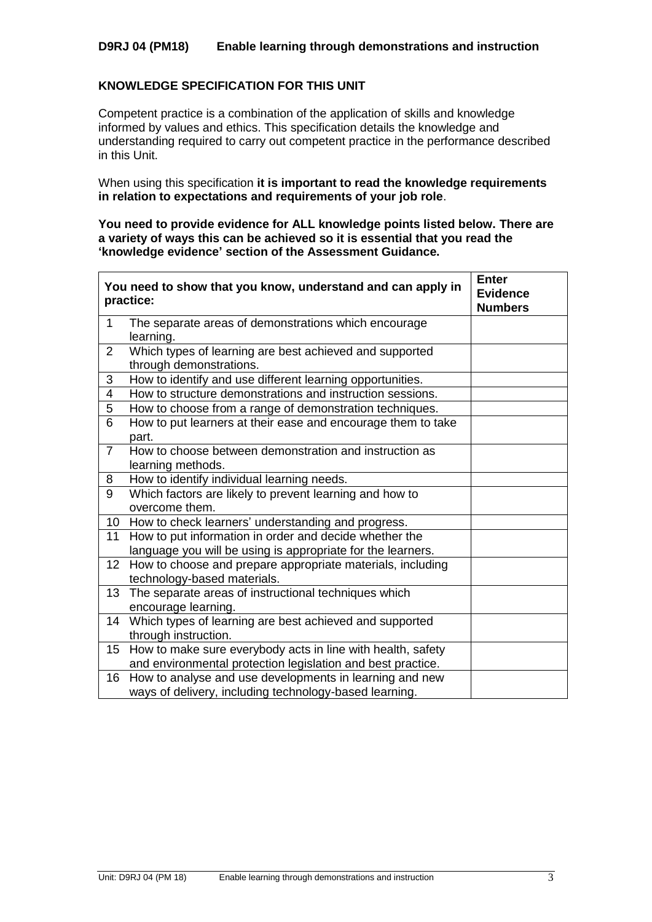## D9RJ 04 (PM18) Enable learning through demonstrations and instruction

### KNOWLEDGE SPECIFICATION FOR THIS UNIT

Competent practice is a combination of the application of skills and knowledge informed by values and ethics. This specification details the knowledge and understanding required to carry out competent practice in the performance described in this Unit.

When using this specification **it is important to read the knowledge requirements in relation to expectations and requirements of your job role**.

**You need to provide evidence for ALL knowledge points listed below. There are a variety of ways this can be achieved so it is essential that you read the 'knowledge evidence' section of the Assessment Guidance.**

| | You need to show that you know, understand and can apply in practice: | Enter Evidence Numbers |
|---|---|---|
| 1 | The separate areas of demonstrations which encourage learning. | |
| 2 | Which types of learning are best achieved and supported through demonstrations. | |
| 3 | How to identify and use different learning opportunities. | |
| 4 | How to structure demonstrations and instruction sessions. | |
| 5 | How to choose from a range of demonstration techniques. | |
| 6 | How to put learners at their ease and encourage them to take part. | |
| 7 | How to choose between demonstration and instruction as learning methods. | |
| 8 | How to identify individual learning needs. | |
| 9 | Which factors are likely to prevent learning and how to overcome them. | |
| 10 | How to check learners' understanding and progress. | |
| 11 | How to put information in order and decide whether the language you will be using is appropriate for the learners. | |
| 12 | How to choose and prepare appropriate materials, including technology-based materials. | |
| 13 | The separate areas of instructional techniques which encourage learning. | |
| 14 | Which types of learning are best achieved and supported through instruction. | |
| 15 | How to make sure everybody acts in line with health, safety and environmental protection legislation and best practice. | |
| 16 | How to analyse and use developments in learning and new ways of delivery, including technology-based learning. | |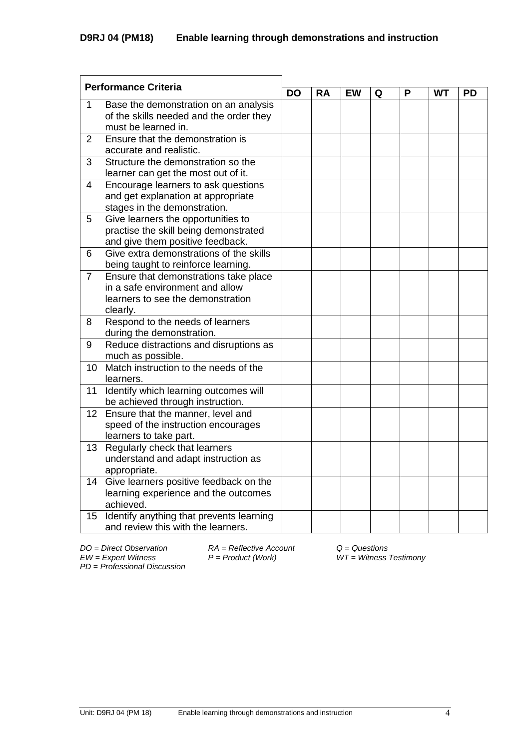## D9RJ 04 (PM18)  Enable learning through demonstrations and instruction

| | Performance Criteria | DO | RA | EW | Q | P | WT | PD |
|---|---|---|---|---|---|---|---|---|
| 1 | Base the demonstration on an analysis of the skills needed and the order they must be learned in. | | | | | | | |
| 2 | Ensure that the demonstration is accurate and realistic. | | | | | | | |
| 3 | Structure the demonstration so the learner can get the most out of it. | | | | | | | |
| 4 | Encourage learners to ask questions and get explanation at appropriate stages in the demonstration. | | | | | | | |
| 5 | Give learners the opportunities to practise the skill being demonstrated and give them positive feedback. | | | | | | | |
| 6 | Give extra demonstrations of the skills being taught to reinforce learning. | | | | | | | |
| 7 | Ensure that demonstrations take place in a safe environment and allow learners to see the demonstration clearly. | | | | | | | |
| 8 | Respond to the needs of learners during the demonstration. | | | | | | | |
| 9 | Reduce distractions and disruptions as much as possible. | | | | | | | |
| 10 | Match instruction to the needs of the learners. | | | | | | | |
| 11 | Identify which learning outcomes will be achieved through instruction. | | | | | | | |
| 12 | Ensure that the manner, level and speed of the instruction encourages learners to take part. | | | | | | | |
| 13 | Regularly check that learners understand and adapt instruction as appropriate. | | | | | | | |
| 14 | Give learners positive feedback on the learning experience and the outcomes achieved. | | | | | | | |
| 15 | Identify anything that prevents learning and review this with the learners. | | | | | | | |

*DO = Direct Observation*  *RA = Reflective Account*  *Q = Questions*
*EW = Expert Witness*  *P = Product (Work)*  *WT = Witness Testimony*
*PD = Professional Discussion*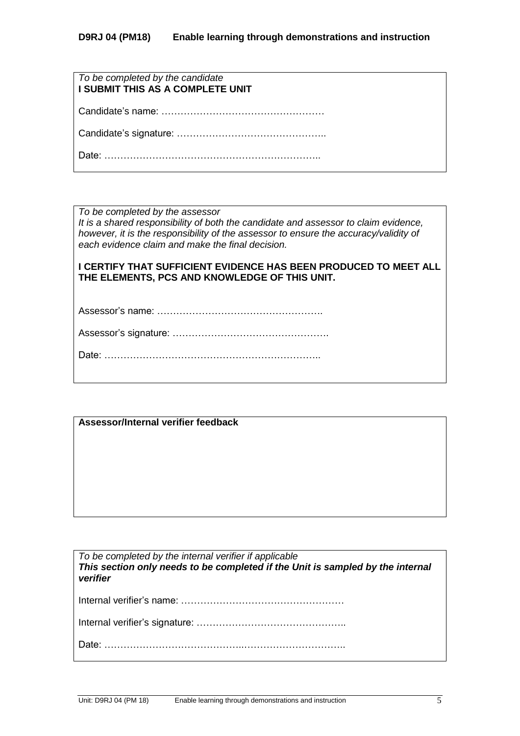**D9RJ 04 (PM18) Enable learning through demonstrations and instruction**

*To be completed by the candidate*
**I SUBMIT THIS AS A COMPLETE UNIT**

Candidate's name: ……………………………………………

Candidate's signature: ………………………………………..

Date: …………………………………………………………..

*To be completed by the assessor*
*It is a shared responsibility of both the candidate and assessor to claim evidence, however, it is the responsibility of the assessor to ensure the accuracy/validity of each evidence claim and make the final decision.*

**I CERTIFY THAT SUFFICIENT EVIDENCE HAS BEEN PRODUCED TO MEET ALL THE ELEMENTS, PCS AND KNOWLEDGE OF THIS UNIT.**

Assessor's name: …………………………………………….

Assessor's signature: ………………………………………….

Date: …………………………………………………………..

**Assessor/Internal verifier feedback**

*To be completed by the internal verifier if applicable*
***This section only needs to be completed if the Unit is sampled by the internal verifier***

Internal verifier's name: ……………………………………………

Internal verifier's signature: ………………………………………..

Date: …………………………………..…………………………..